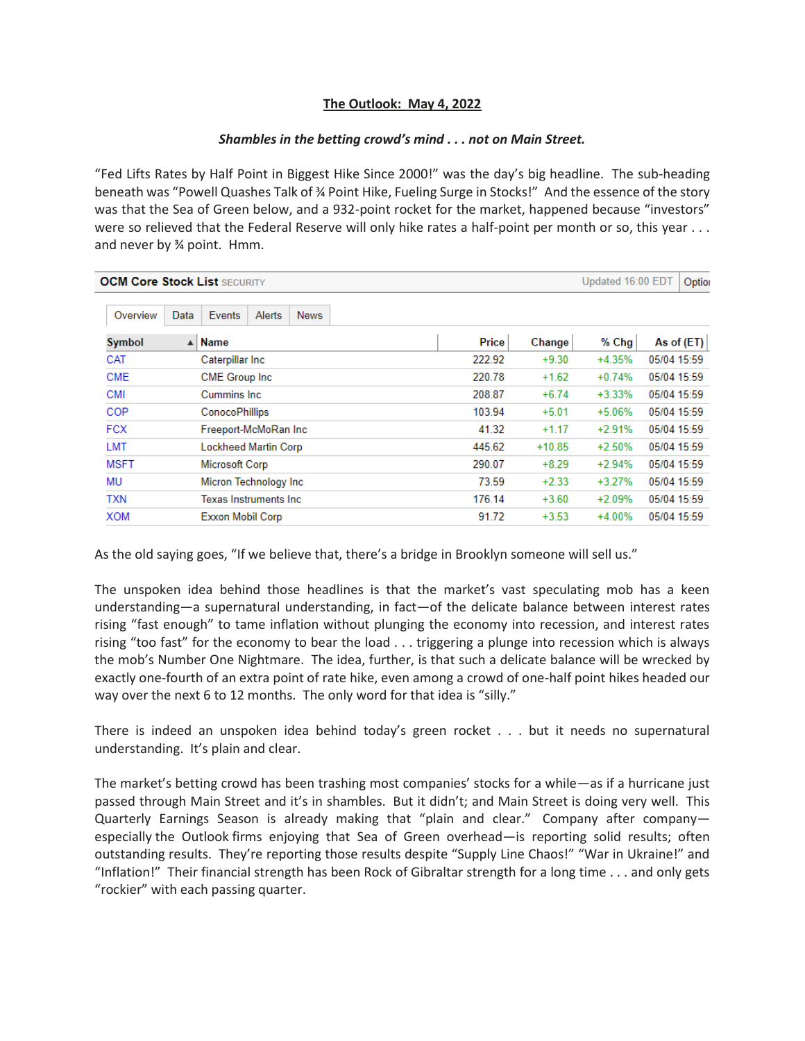# The Outlook: May 4, 2022

***Shambles in the betting crowd's mind . . . not on Main Street.***

"Fed Lifts Rates by Half Point in Biggest Hike Since 2000!" was the day's big headline. The sub-heading beneath was "Powell Quashes Talk of ¾ Point Hike, Fueling Surge in Stocks!" And the essence of the story was that the Sea of Green below, and a 932-point rocket for the market, happened because "investors" were so relieved that the Federal Reserve will only hike rates a half-point per month or so, this year . . . and never by ¾ point. Hmm.

**OCM Core Stock List** SECURITY — Updated 16:00 EDT

Overview | Data | Events | Alerts | News

| Symbol | Name | Price | Change | % Chg | As of (ET) |
|---|---|---|---|---|---|
| CAT | Caterpillar Inc | 222.92 | +9.30 | +4.35% | 05/04 15:59 |
| CME | CME Group Inc | 220.78 | +1.62 | +0.74% | 05/04 15:59 |
| CMI | Cummins Inc | 208.87 | +6.74 | +3.33% | 05/04 15:59 |
| COP | ConocoPhillips | 103.94 | +5.01 | +5.06% | 05/04 15:59 |
| FCX | Freeport-McMoRan Inc | 41.32 | +1.17 | +2.91% | 05/04 15:59 |
| LMT | Lockheed Martin Corp | 445.62 | +10.85 | +2.50% | 05/04 15:59 |
| MSFT | Microsoft Corp | 290.07 | +8.29 | +2.94% | 05/04 15:59 |
| MU | Micron Technology Inc | 73.59 | +2.33 | +3.27% | 05/04 15:59 |
| TXN | Texas Instruments Inc | 176.14 | +3.60 | +2.09% | 05/04 15:59 |
| XOM | Exxon Mobil Corp | 91.72 | +3.53 | +4.00% | 05/04 15:59 |

As the old saying goes, "If we believe that, there's a bridge in Brooklyn someone will sell us."

The unspoken idea behind those headlines is that the market's vast speculating mob has a keen understanding—a supernatural understanding, in fact—of the delicate balance between interest rates rising "fast enough" to tame inflation without plunging the economy into recession, and interest rates rising "too fast" for the economy to bear the load . . . triggering a plunge into recession which is always the mob's Number One Nightmare. The idea, further, is that such a delicate balance will be wrecked by exactly one-fourth of an extra point of rate hike, even among a crowd of one-half point hikes headed our way over the next 6 to 12 months. The only word for that idea is "silly."

There is indeed an unspoken idea behind today's green rocket . . . but it needs no supernatural understanding. It's plain and clear.

The market's betting crowd has been trashing most companies' stocks for a while—as if a hurricane just passed through Main Street and it's in shambles. But it didn't; and Main Street is doing very well. This Quarterly Earnings Season is already making that "plain and clear." Company after company—especially the Outlook firms enjoying that Sea of Green overhead—is reporting solid results; often outstanding results. They're reporting those results despite "Supply Line Chaos!" "War in Ukraine!" and "Inflation!" Their financial strength has been Rock of Gibraltar strength for a long time . . . and only gets "rockier" with each passing quarter.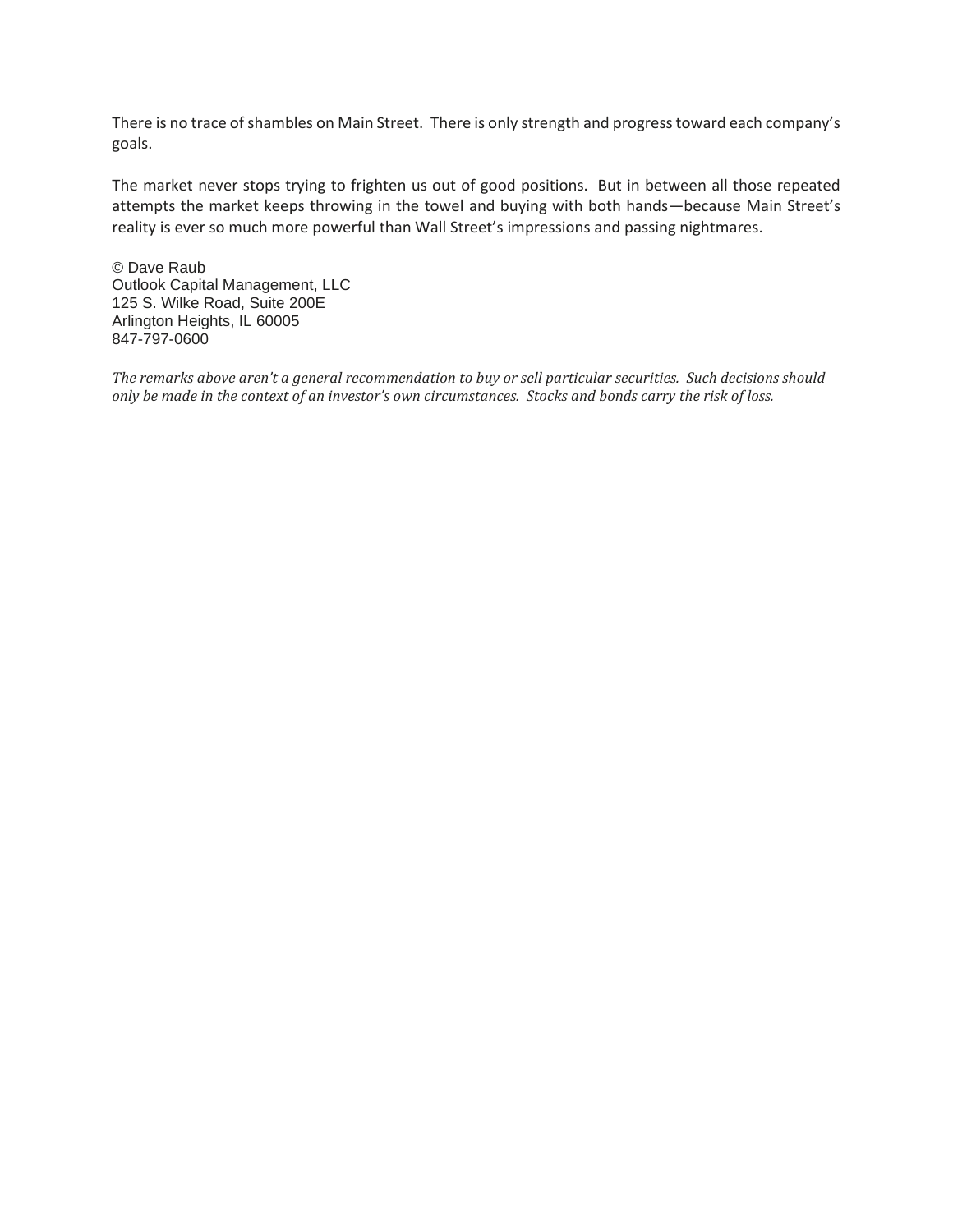There is no trace of shambles on Main Street. There is only strength and progress toward each company's goals.

The market never stops trying to frighten us out of good positions. But in between all those repeated attempts the market keeps throwing in the towel and buying with both hands—because Main Street's reality is ever so much more powerful than Wall Street's impressions and passing nightmares.

© Dave Raub
Outlook Capital Management, LLC
125 S. Wilke Road, Suite 200E
Arlington Heights, IL 60005
847-797-0600

*The remarks above aren't a general recommendation to buy or sell particular securities. Such decisions should only be made in the context of an investor's own circumstances. Stocks and bonds carry the risk of loss.*